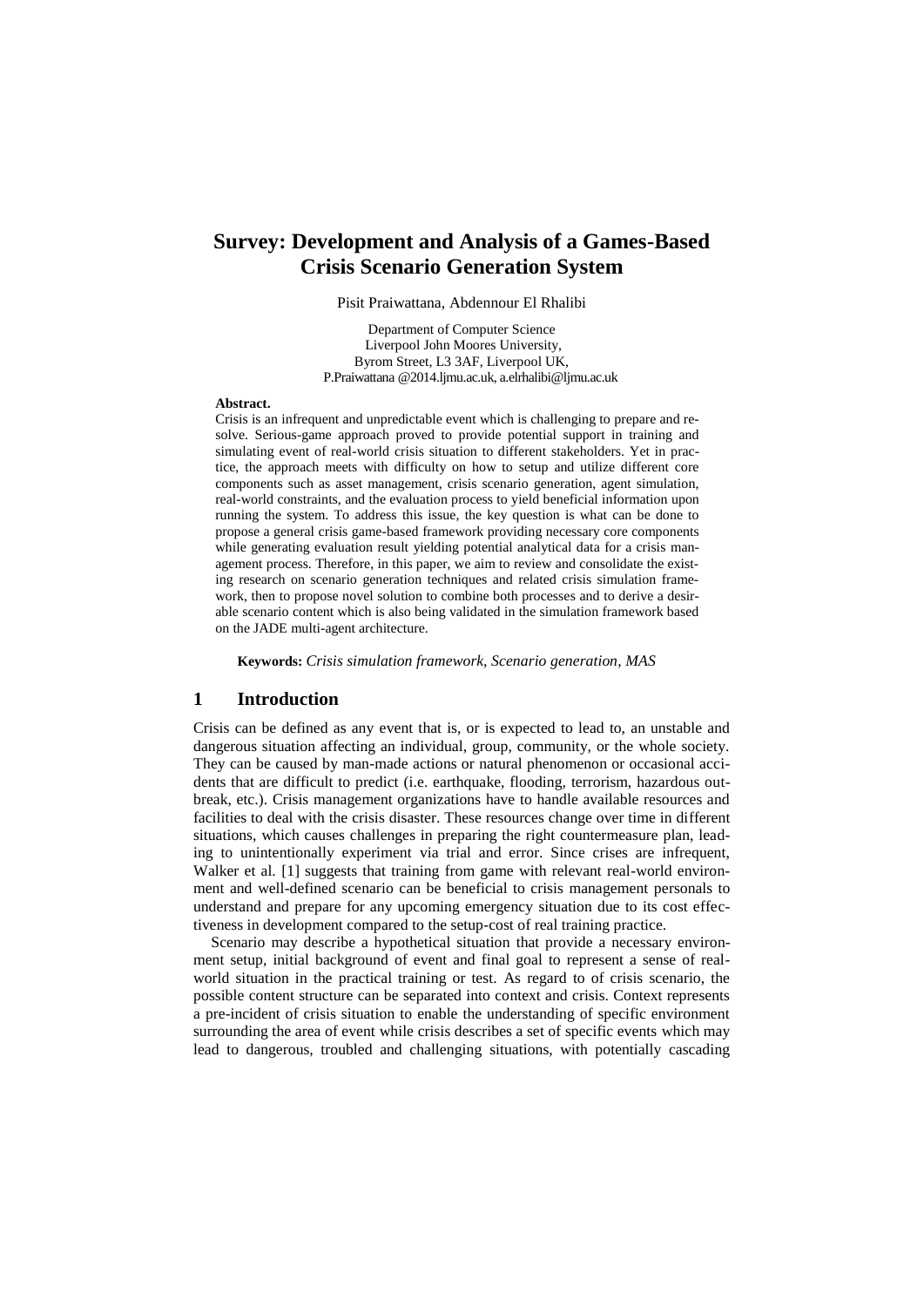# Survey: Development and Analysis of a Games-Based Crisis Scenario Generation System

Pisit Praiwattana, Abdennour El Rhalibi

Department of Computer Science
Liverpool John Moores University,
Byrom Street, L3 3AF, Liverpool UK,
P.Praiwattana @2014.ljmu.ac.uk, a.elrhalibi@ljmu.ac.uk

**Abstract.**
Crisis is an infrequent and unpredictable event which is challenging to prepare and resolve. Serious-game approach proved to provide potential support in training and simulating event of real-world crisis situation to different stakeholders. Yet in practice, the approach meets with difficulty on how to setup and utilize different core components such as asset management, crisis scenario generation, agent simulation, real-world constraints, and the evaluation process to yield beneficial information upon running the system. To address this issue, the key question is what can be done to propose a general crisis game-based framework providing necessary core components while generating evaluation result yielding potential analytical data for a crisis management process. Therefore, in this paper, we aim to review and consolidate the existing research on scenario generation techniques and related crisis simulation framework, then to propose novel solution to combine both processes and to derive a desirable scenario content which is also being validated in the simulation framework based on the JADE multi-agent architecture.

**Keywords:** *Crisis simulation framework, Scenario generation, MAS*

## 1 Introduction

Crisis can be defined as any event that is, or is expected to lead to, an unstable and dangerous situation affecting an individual, group, community, or the whole society. They can be caused by man-made actions or natural phenomenon or occasional accidents that are difficult to predict (i.e. earthquake, flooding, terrorism, hazardous outbreak, etc.). Crisis management organizations have to handle available resources and facilities to deal with the crisis disaster. These resources change over time in different situations, which causes challenges in preparing the right countermeasure plan, leading to unintentionally experiment via trial and error. Since crises are infrequent, Walker et al. [1] suggests that training from game with relevant real-world environment and well-defined scenario can be beneficial to crisis management personals to understand and prepare for any upcoming emergency situation due to its cost effectiveness in development compared to the setup-cost of real training practice.

Scenario may describe a hypothetical situation that provide a necessary environment setup, initial background of event and final goal to represent a sense of real-world situation in the practical training or test. As regard to of crisis scenario, the possible content structure can be separated into context and crisis. Context represents a pre-incident of crisis situation to enable the understanding of specific environment surrounding the area of event while crisis describes a set of specific events which may lead to dangerous, troubled and challenging situations, with potentially cascading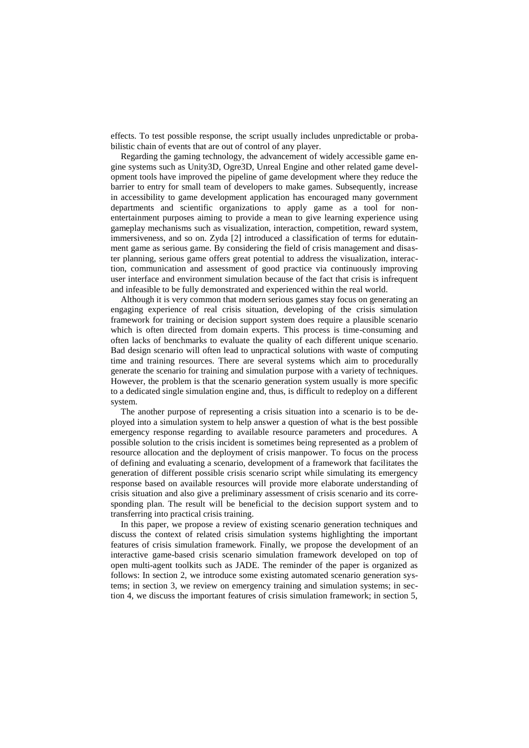effects. To test possible response, the script usually includes unpredictable or probabilistic chain of events that are out of control of any player.

Regarding the gaming technology, the advancement of widely accessible game engine systems such as Unity3D, Ogre3D, Unreal Engine and other related game development tools have improved the pipeline of game development where they reduce the barrier to entry for small team of developers to make games. Subsequently, increase in accessibility to game development application has encouraged many government departments and scientific organizations to apply game as a tool for non-entertainment purposes aiming to provide a mean to give learning experience using gameplay mechanisms such as visualization, interaction, competition, reward system, immersiveness, and so on. Zyda [2] introduced a classification of terms for edutainment game as serious game. By considering the field of crisis management and disaster planning, serious game offers great potential to address the visualization, interaction, communication and assessment of good practice via continuously improving user interface and environment simulation because of the fact that crisis is infrequent and infeasible to be fully demonstrated and experienced within the real world.

Although it is very common that modern serious games stay focus on generating an engaging experience of real crisis situation, developing of the crisis simulation framework for training or decision support system does require a plausible scenario which is often directed from domain experts. This process is time-consuming and often lacks of benchmarks to evaluate the quality of each different unique scenario. Bad design scenario will often lead to unpractical solutions with waste of computing time and training resources. There are several systems which aim to procedurally generate the scenario for training and simulation purpose with a variety of techniques. However, the problem is that the scenario generation system usually is more specific to a dedicated single simulation engine and, thus, is difficult to redeploy on a different system.

The another purpose of representing a crisis situation into a scenario is to be deployed into a simulation system to help answer a question of what is the best possible emergency response regarding to available resource parameters and procedures. A possible solution to the crisis incident is sometimes being represented as a problem of resource allocation and the deployment of crisis manpower. To focus on the process of defining and evaluating a scenario, development of a framework that facilitates the generation of different possible crisis scenario script while simulating its emergency response based on available resources will provide more elaborate understanding of crisis situation and also give a preliminary assessment of crisis scenario and its corresponding plan. The result will be beneficial to the decision support system and to transferring into practical crisis training.

In this paper, we propose a review of existing scenario generation techniques and discuss the context of related crisis simulation systems highlighting the important features of crisis simulation framework. Finally, we propose the development of an interactive game-based crisis scenario simulation framework developed on top of open multi-agent toolkits such as JADE. The reminder of the paper is organized as follows: In section 2, we introduce some existing automated scenario generation systems; in section 3, we review on emergency training and simulation systems; in section 4, we discuss the important features of crisis simulation framework; in section 5,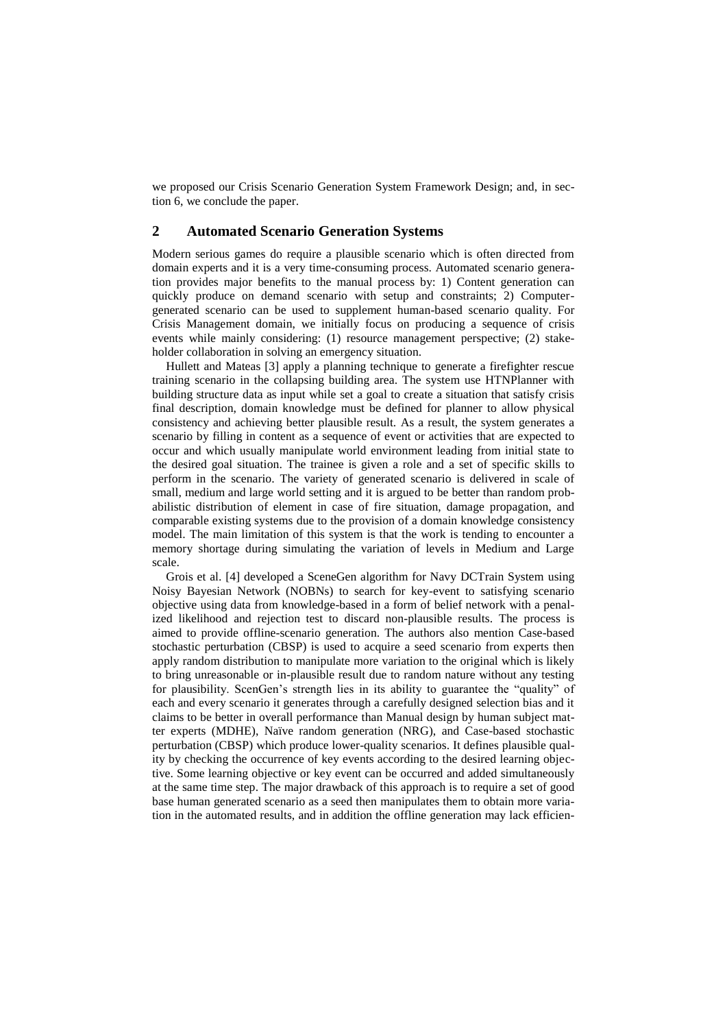we proposed our Crisis Scenario Generation System Framework Design; and, in section 6, we conclude the paper.

## 2 Automated Scenario Generation Systems

Modern serious games do require a plausible scenario which is often directed from domain experts and it is a very time-consuming process. Automated scenario generation provides major benefits to the manual process by: 1) Content generation can quickly produce on demand scenario with setup and constraints; 2) Computer-generated scenario can be used to supplement human-based scenario quality. For Crisis Management domain, we initially focus on producing a sequence of crisis events while mainly considering: (1) resource management perspective; (2) stakeholder collaboration in solving an emergency situation.

Hullett and Mateas [3] apply a planning technique to generate a firefighter rescue training scenario in the collapsing building area. The system use HTNPlanner with building structure data as input while set a goal to create a situation that satisfy crisis final description, domain knowledge must be defined for planner to allow physical consistency and achieving better plausible result. As a result, the system generates a scenario by filling in content as a sequence of event or activities that are expected to occur and which usually manipulate world environment leading from initial state to the desired goal situation. The trainee is given a role and a set of specific skills to perform in the scenario. The variety of generated scenario is delivered in scale of small, medium and large world setting and it is argued to be better than random probabilistic distribution of element in case of fire situation, damage propagation, and comparable existing systems due to the provision of a domain knowledge consistency model. The main limitation of this system is that the work is tending to encounter a memory shortage during simulating the variation of levels in Medium and Large scale.

Grois et al. [4] developed a SceneGen algorithm for Navy DCTrain System using Noisy Bayesian Network (NOBNs) to search for key-event to satisfying scenario objective using data from knowledge-based in a form of belief network with a penalized likelihood and rejection test to discard non-plausible results. The process is aimed to provide offline-scenario generation. The authors also mention Case-based stochastic perturbation (CBSP) is used to acquire a seed scenario from experts then apply random distribution to manipulate more variation to the original which is likely to bring unreasonable or in-plausible result due to random nature without any testing for plausibility. ScenGen's strength lies in its ability to guarantee the "quality" of each and every scenario it generates through a carefully designed selection bias and it claims to be better in overall performance than Manual design by human subject matter experts (MDHE), Naïve random generation (NRG), and Case-based stochastic perturbation (CBSP) which produce lower-quality scenarios. It defines plausible quality by checking the occurrence of key events according to the desired learning objective. Some learning objective or key event can be occurred and added simultaneously at the same time step. The major drawback of this approach is to require a set of good base human generated scenario as a seed then manipulates them to obtain more variation in the automated results, and in addition the offline generation may lack efficien-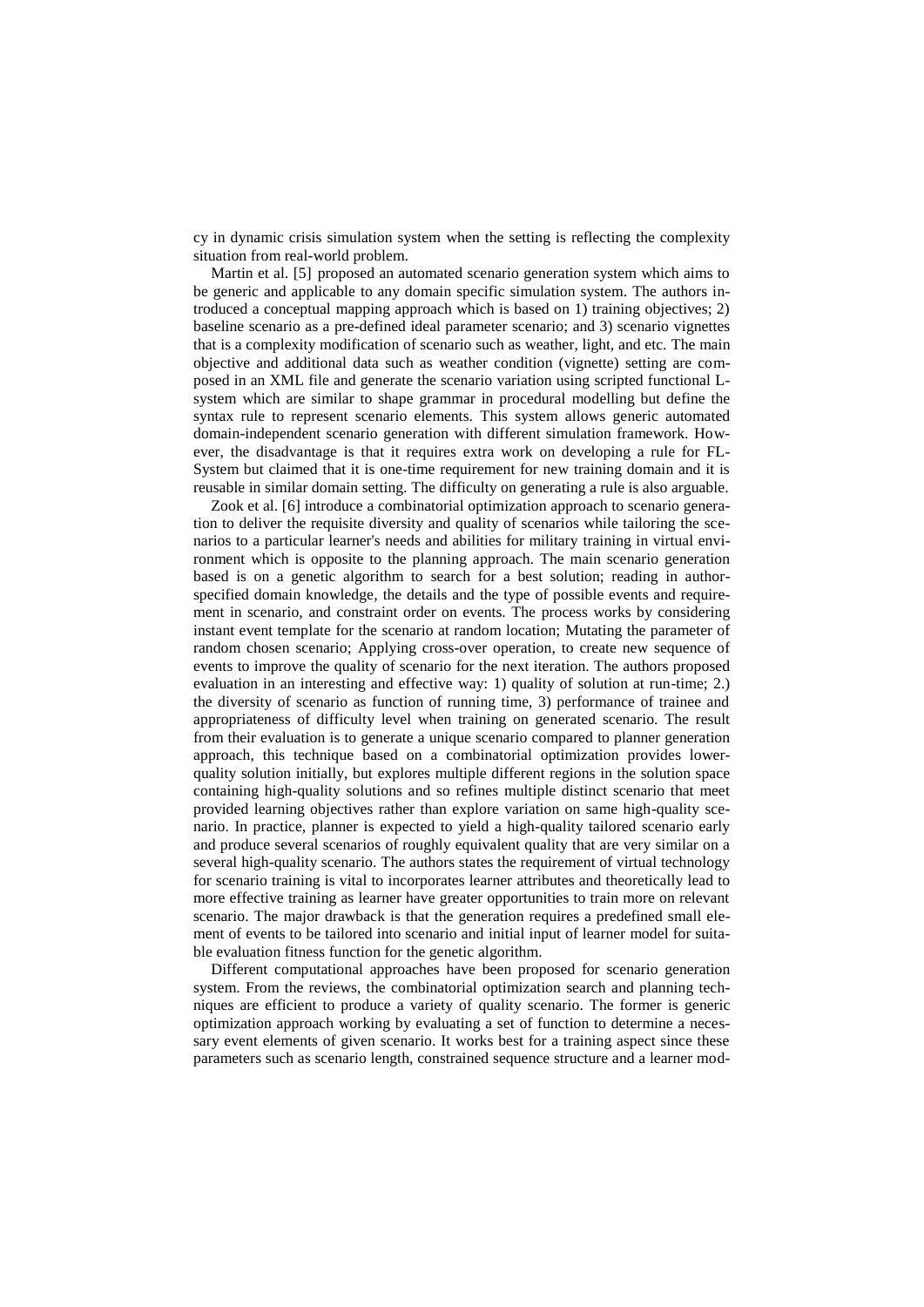cy in dynamic crisis simulation system when the setting is reflecting the complexity situation from real-world problem.

Martin et al. [5] proposed an automated scenario generation system which aims to be generic and applicable to any domain specific simulation system. The authors introduced a conceptual mapping approach which is based on 1) training objectives; 2) baseline scenario as a pre-defined ideal parameter scenario; and 3) scenario vignettes that is a complexity modification of scenario such as weather, light, and etc. The main objective and additional data such as weather condition (vignette) setting are composed in an XML file and generate the scenario variation using scripted functional L-system which are similar to shape grammar in procedural modelling but define the syntax rule to represent scenario elements. This system allows generic automated domain-independent scenario generation with different simulation framework. However, the disadvantage is that it requires extra work on developing a rule for FL-System but claimed that it is one-time requirement for new training domain and it is reusable in similar domain setting. The difficulty on generating a rule is also arguable.

Zook et al. [6] introduce a combinatorial optimization approach to scenario generation to deliver the requisite diversity and quality of scenarios while tailoring the scenarios to a particular learner's needs and abilities for military training in virtual environment which is opposite to the planning approach. The main scenario generation based is on a genetic algorithm to search for a best solution; reading in author-specified domain knowledge, the details and the type of possible events and requirement in scenario, and constraint order on events. The process works by considering instant event template for the scenario at random location; Mutating the parameter of random chosen scenario; Applying cross-over operation, to create new sequence of events to improve the quality of scenario for the next iteration. The authors proposed evaluation in an interesting and effective way: 1) quality of solution at run-time; 2.) the diversity of scenario as function of running time, 3) performance of trainee and appropriateness of difficulty level when training on generated scenario. The result from their evaluation is to generate a unique scenario compared to planner generation approach, this technique based on a combinatorial optimization provides lower-quality solution initially, but explores multiple different regions in the solution space containing high-quality solutions and so refines multiple distinct scenario that meet provided learning objectives rather than explore variation on same high-quality scenario. In practice, planner is expected to yield a high-quality tailored scenario early and produce several scenarios of roughly equivalent quality that are very similar on a several high-quality scenario. The authors states the requirement of virtual technology for scenario training is vital to incorporates learner attributes and theoretically lead to more effective training as learner have greater opportunities to train more on relevant scenario. The major drawback is that the generation requires a predefined small element of events to be tailored into scenario and initial input of learner model for suitable evaluation fitness function for the genetic algorithm.

Different computational approaches have been proposed for scenario generation system. From the reviews, the combinatorial optimization search and planning techniques are efficient to produce a variety of quality scenario. The former is generic optimization approach working by evaluating a set of function to determine a necessary event elements of given scenario. It works best for a training aspect since these parameters such as scenario length, constrained sequence structure and a learner mod-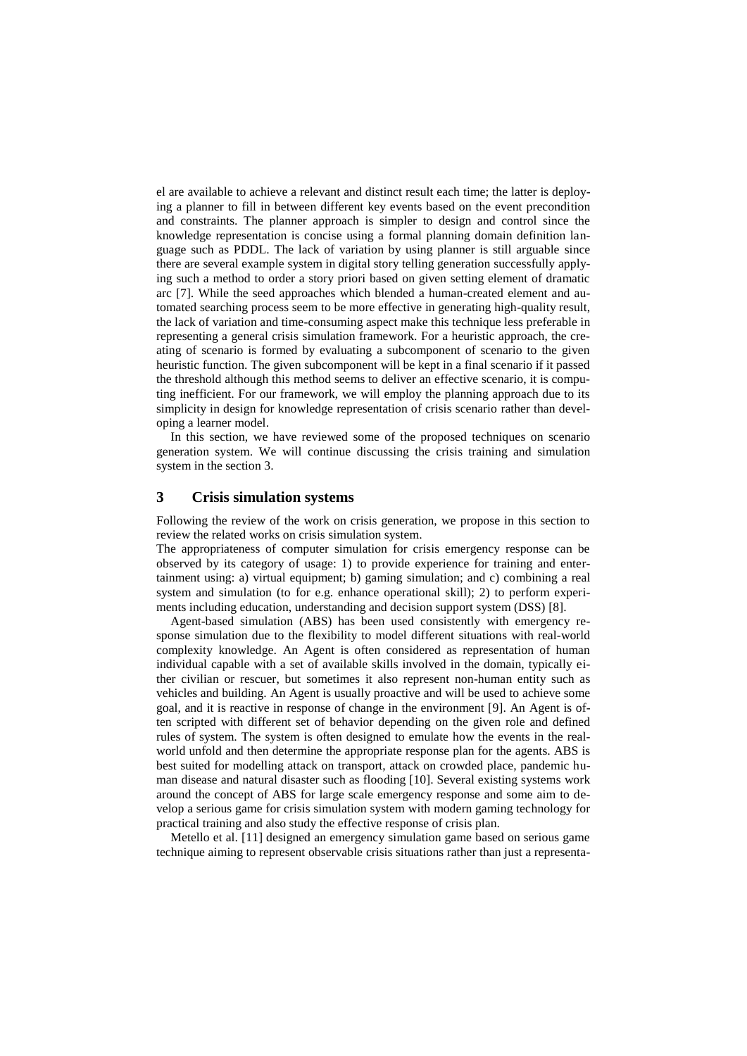el are available to achieve a relevant and distinct result each time; the latter is deploying a planner to fill in between different key events based on the event precondition and constraints. The planner approach is simpler to design and control since the knowledge representation is concise using a formal planning domain definition language such as PDDL. The lack of variation by using planner is still arguable since there are several example system in digital story telling generation successfully applying such a method to order a story priori based on given setting element of dramatic arc [7]. While the seed approaches which blended a human-created element and automated searching process seem to be more effective in generating high-quality result, the lack of variation and time-consuming aspect make this technique less preferable in representing a general crisis simulation framework. For a heuristic approach, the creating of scenario is formed by evaluating a subcomponent of scenario to the given heuristic function. The given subcomponent will be kept in a final scenario if it passed the threshold although this method seems to deliver an effective scenario, it is computing inefficient. For our framework, we will employ the planning approach due to its simplicity in design for knowledge representation of crisis scenario rather than developing a learner model.

In this section, we have reviewed some of the proposed techniques on scenario generation system. We will continue discussing the crisis training and simulation system in the section 3.

## 3 Crisis simulation systems

Following the review of the work on crisis generation, we propose in this section to review the related works on crisis simulation system.

The appropriateness of computer simulation for crisis emergency response can be observed by its category of usage: 1) to provide experience for training and entertainment using: a) virtual equipment; b) gaming simulation; and c) combining a real system and simulation (to for e.g. enhance operational skill); 2) to perform experiments including education, understanding and decision support system (DSS) [8].

Agent-based simulation (ABS) has been used consistently with emergency response simulation due to the flexibility to model different situations with real-world complexity knowledge. An Agent is often considered as representation of human individual capable with a set of available skills involved in the domain, typically either civilian or rescuer, but sometimes it also represent non-human entity such as vehicles and building. An Agent is usually proactive and will be used to achieve some goal, and it is reactive in response of change in the environment [9]. An Agent is often scripted with different set of behavior depending on the given role and defined rules of system. The system is often designed to emulate how the events in the real-world unfold and then determine the appropriate response plan for the agents. ABS is best suited for modelling attack on transport, attack on crowded place, pandemic human disease and natural disaster such as flooding [10]. Several existing systems work around the concept of ABS for large scale emergency response and some aim to develop a serious game for crisis simulation system with modern gaming technology for practical training and also study the effective response of crisis plan.

Metello et al. [11] designed an emergency simulation game based on serious game technique aiming to represent observable crisis situations rather than just a representa-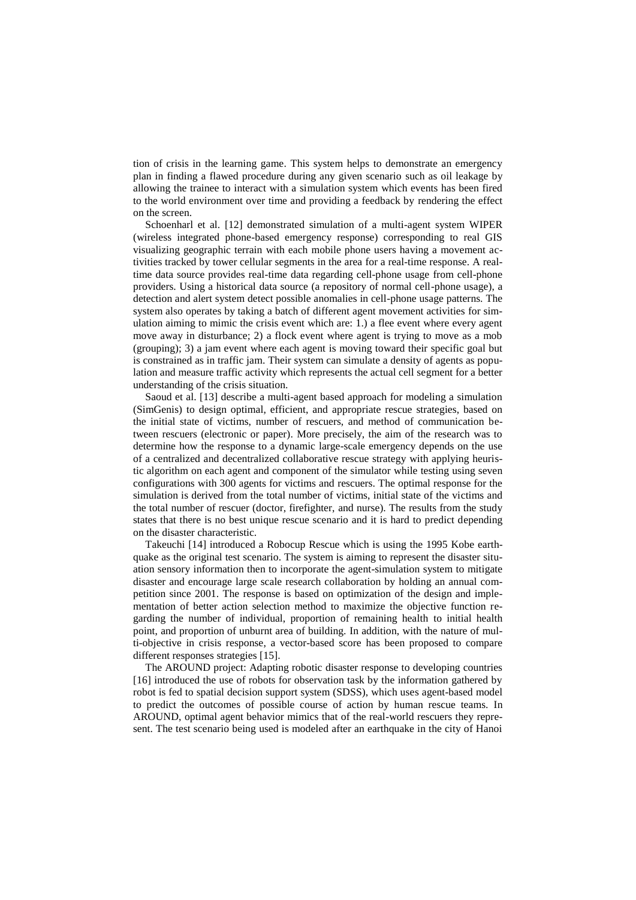tion of crisis in the learning game. This system helps to demonstrate an emergency plan in finding a flawed procedure during any given scenario such as oil leakage by allowing the trainee to interact with a simulation system which events has been fired to the world environment over time and providing a feedback by rendering the effect on the screen.

Schoenharl et al. [12] demonstrated simulation of a multi-agent system WIPER (wireless integrated phone-based emergency response) corresponding to real GIS visualizing geographic terrain with each mobile phone users having a movement activities tracked by tower cellular segments in the area for a real-time response. A real-time data source provides real-time data regarding cell-phone usage from cell-phone providers. Using a historical data source (a repository of normal cell-phone usage), a detection and alert system detect possible anomalies in cell-phone usage patterns. The system also operates by taking a batch of different agent movement activities for simulation aiming to mimic the crisis event which are: 1.) a flee event where every agent move away in disturbance; 2) a flock event where agent is trying to move as a mob (grouping); 3) a jam event where each agent is moving toward their specific goal but is constrained as in traffic jam. Their system can simulate a density of agents as population and measure traffic activity which represents the actual cell segment for a better understanding of the crisis situation.

Saoud et al. [13] describe a multi-agent based approach for modeling a simulation (SimGenis) to design optimal, efficient, and appropriate rescue strategies, based on the initial state of victims, number of rescuers, and method of communication between rescuers (electronic or paper). More precisely, the aim of the research was to determine how the response to a dynamic large-scale emergency depends on the use of a centralized and decentralized collaborative rescue strategy with applying heuristic algorithm on each agent and component of the simulator while testing using seven configurations with 300 agents for victims and rescuers. The optimal response for the simulation is derived from the total number of victims, initial state of the victims and the total number of rescuer (doctor, firefighter, and nurse). The results from the study states that there is no best unique rescue scenario and it is hard to predict depending on the disaster characteristic.

Takeuchi [14] introduced a Robocup Rescue which is using the 1995 Kobe earthquake as the original test scenario. The system is aiming to represent the disaster situation sensory information then to incorporate the agent-simulation system to mitigate disaster and encourage large scale research collaboration by holding an annual competition since 2001. The response is based on optimization of the design and implementation of better action selection method to maximize the objective function regarding the number of individual, proportion of remaining health to initial health point, and proportion of unburnt area of building. In addition, with the nature of multi-objective in crisis response, a vector-based score has been proposed to compare different responses strategies [15].

The AROUND project: Adapting robotic disaster response to developing countries [16] introduced the use of robots for observation task by the information gathered by robot is fed to spatial decision support system (SDSS), which uses agent-based model to predict the outcomes of possible course of action by human rescue teams. In AROUND, optimal agent behavior mimics that of the real-world rescuers they represent. The test scenario being used is modeled after an earthquake in the city of Hanoi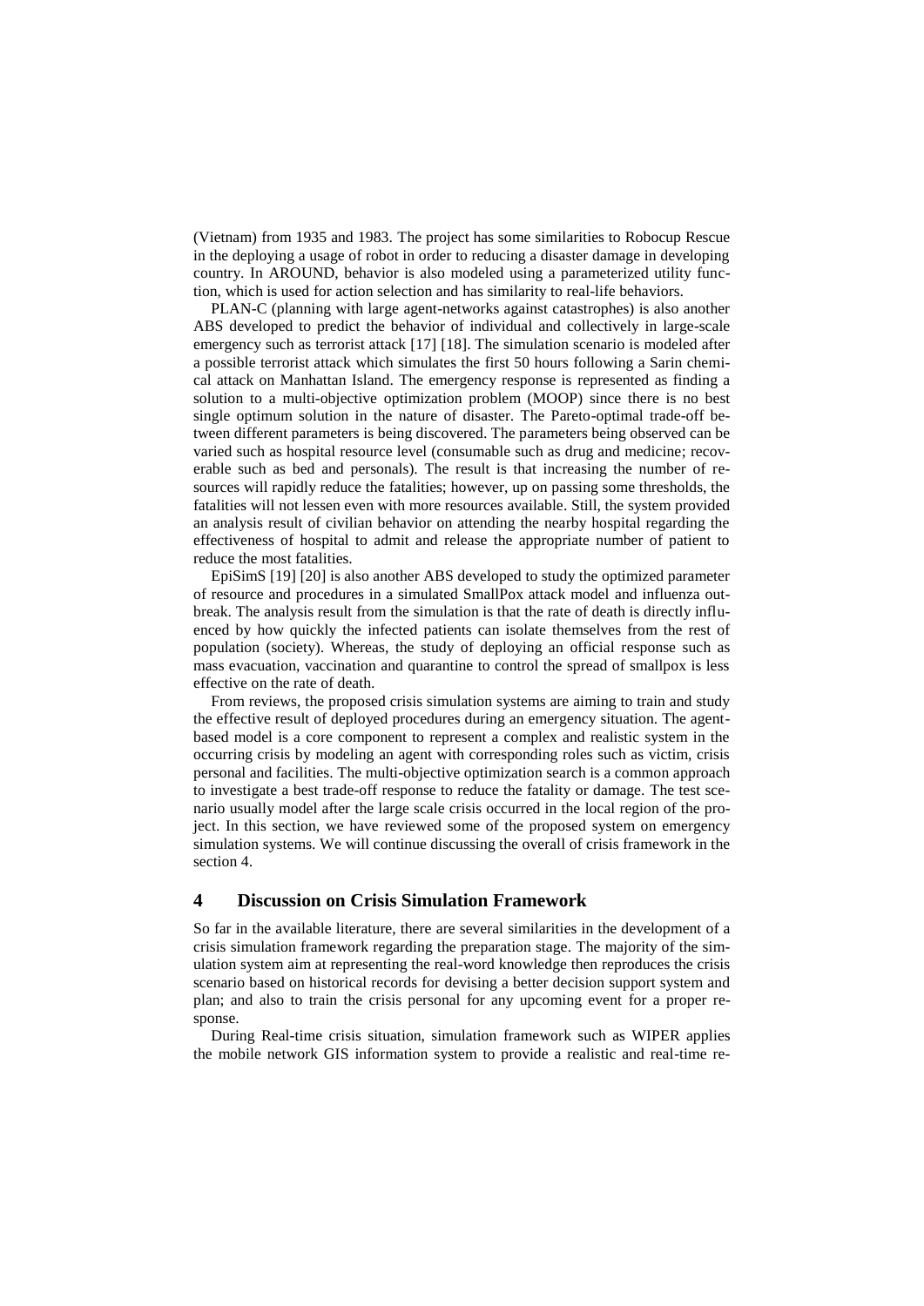(Vietnam) from 1935 and 1983. The project has some similarities to Robocup Rescue in the deploying a usage of robot in order to reducing a disaster damage in developing country. In AROUND, behavior is also modeled using a parameterized utility function, which is used for action selection and has similarity to real-life behaviors.

PLAN-C (planning with large agent-networks against catastrophes) is also another ABS developed to predict the behavior of individual and collectively in large-scale emergency such as terrorist attack [17] [18]. The simulation scenario is modeled after a possible terrorist attack which simulates the first 50 hours following a Sarin chemical attack on Manhattan Island. The emergency response is represented as finding a solution to a multi-objective optimization problem (MOOP) since there is no best single optimum solution in the nature of disaster. The Pareto-optimal trade-off between different parameters is being discovered. The parameters being observed can be varied such as hospital resource level (consumable such as drug and medicine; recoverable such as bed and personals). The result is that increasing the number of resources will rapidly reduce the fatalities; however, up on passing some thresholds, the fatalities will not lessen even with more resources available. Still, the system provided an analysis result of civilian behavior on attending the nearby hospital regarding the effectiveness of hospital to admit and release the appropriate number of patient to reduce the most fatalities.

EpiSimS [19] [20] is also another ABS developed to study the optimized parameter of resource and procedures in a simulated SmallPox attack model and influenza outbreak. The analysis result from the simulation is that the rate of death is directly influenced by how quickly the infected patients can isolate themselves from the rest of population (society). Whereas, the study of deploying an official response such as mass evacuation, vaccination and quarantine to control the spread of smallpox is less effective on the rate of death.

From reviews, the proposed crisis simulation systems are aiming to train and study the effective result of deployed procedures during an emergency situation. The agent-based model is a core component to represent a complex and realistic system in the occurring crisis by modeling an agent with corresponding roles such as victim, crisis personal and facilities. The multi-objective optimization search is a common approach to investigate a best trade-off response to reduce the fatality or damage. The test scenario usually model after the large scale crisis occurred in the local region of the project. In this section, we have reviewed some of the proposed system on emergency simulation systems. We will continue discussing the overall of crisis framework in the section 4.

## 4 Discussion on Crisis Simulation Framework

So far in the available literature, there are several similarities in the development of a crisis simulation framework regarding the preparation stage. The majority of the simulation system aim at representing the real-word knowledge then reproduces the crisis scenario based on historical records for devising a better decision support system and plan; and also to train the crisis personal for any upcoming event for a proper response.

During Real-time crisis situation, simulation framework such as WIPER applies the mobile network GIS information system to provide a realistic and real-time re-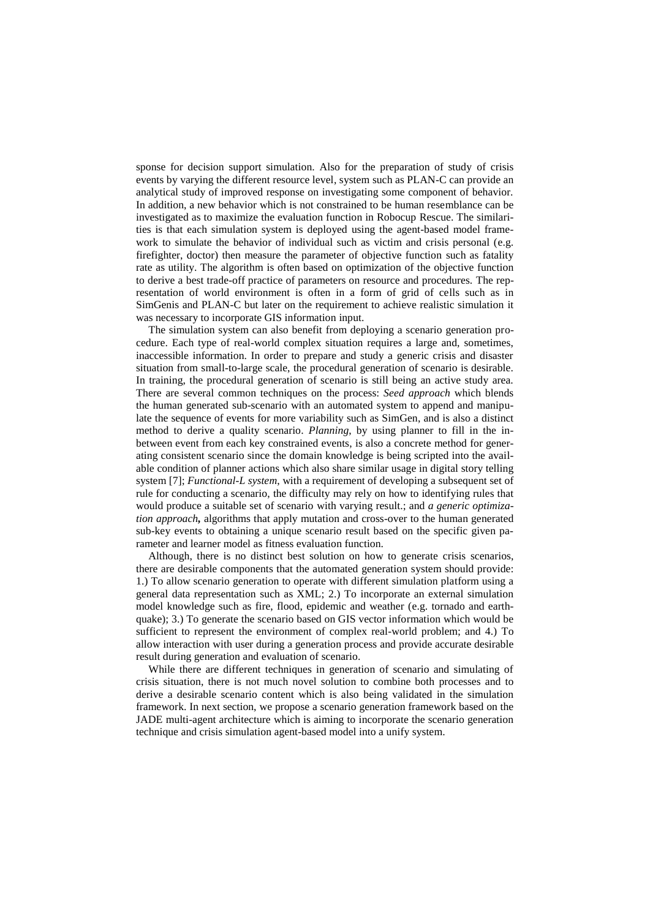sponse for decision support simulation. Also for the preparation of study of crisis events by varying the different resource level, system such as PLAN-C can provide an analytical study of improved response on investigating some component of behavior. In addition, a new behavior which is not constrained to be human resemblance can be investigated as to maximize the evaluation function in Robocup Rescue. The similarities is that each simulation system is deployed using the agent-based model framework to simulate the behavior of individual such as victim and crisis personal (e.g. firefighter, doctor) then measure the parameter of objective function such as fatality rate as utility. The algorithm is often based on optimization of the objective function to derive a best trade-off practice of parameters on resource and procedures. The representation of world environment is often in a form of grid of cells such as in SimGenis and PLAN-C but later on the requirement to achieve realistic simulation it was necessary to incorporate GIS information input.

The simulation system can also benefit from deploying a scenario generation procedure. Each type of real-world complex situation requires a large and, sometimes, inaccessible information. In order to prepare and study a generic crisis and disaster situation from small-to-large scale, the procedural generation of scenario is desirable. In training, the procedural generation of scenario is still being an active study area. There are several common techniques on the process: *Seed approach* which blends the human generated sub-scenario with an automated system to append and manipulate the sequence of events for more variability such as SimGen, and is also a distinct method to derive a quality scenario. *Planning*, by using planner to fill in the in-between event from each key constrained events, is also a concrete method for generating consistent scenario since the domain knowledge is being scripted into the available condition of planner actions which also share similar usage in digital story telling system [7]; *Functional-L system*, with a requirement of developing a subsequent set of rule for conducting a scenario, the difficulty may rely on how to identifying rules that would produce a suitable set of scenario with varying result.; and *a generic optimization approach***,** algorithms that apply mutation and cross-over to the human generated sub-key events to obtaining a unique scenario result based on the specific given parameter and learner model as fitness evaluation function.

Although, there is no distinct best solution on how to generate crisis scenarios, there are desirable components that the automated generation system should provide: 1.) To allow scenario generation to operate with different simulation platform using a general data representation such as XML; 2.) To incorporate an external simulation model knowledge such as fire, flood, epidemic and weather (e.g. tornado and earthquake); 3.) To generate the scenario based on GIS vector information which would be sufficient to represent the environment of complex real-world problem; and 4.) To allow interaction with user during a generation process and provide accurate desirable result during generation and evaluation of scenario.

While there are different techniques in generation of scenario and simulating of crisis situation, there is not much novel solution to combine both processes and to derive a desirable scenario content which is also being validated in the simulation framework. In next section, we propose a scenario generation framework based on the JADE multi-agent architecture which is aiming to incorporate the scenario generation technique and crisis simulation agent-based model into a unify system.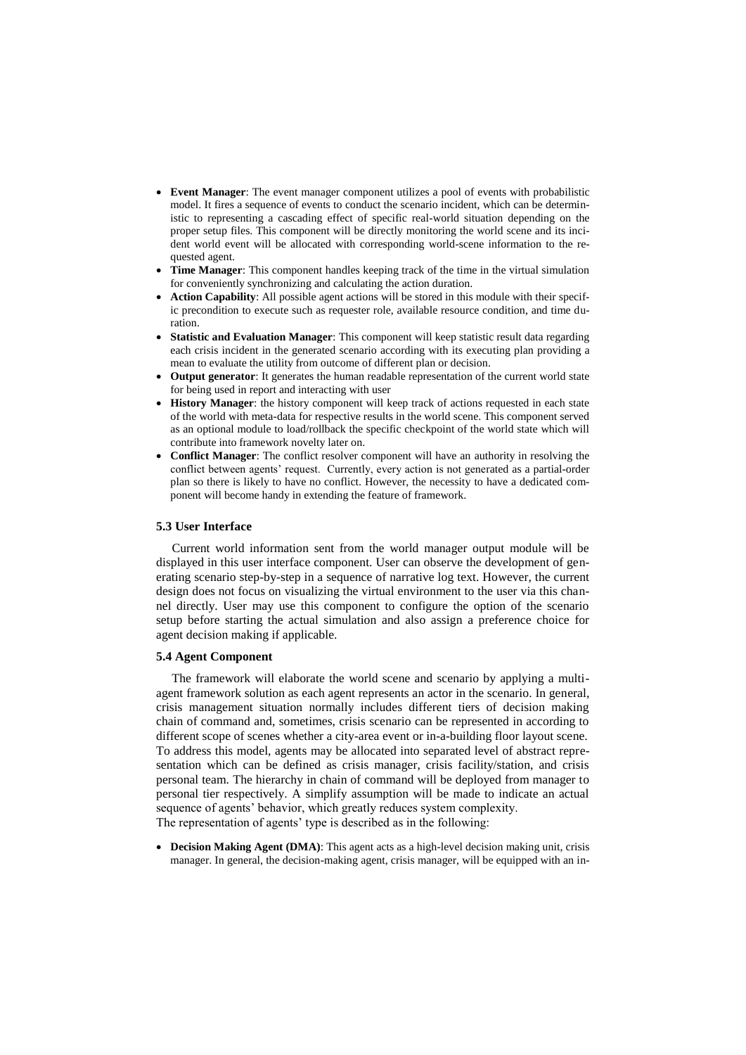- **Event Manager**: The event manager component utilizes a pool of events with probabilistic model. It fires a sequence of events to conduct the scenario incident, which can be deterministic to representing a cascading effect of specific real-world situation depending on the proper setup files. This component will be directly monitoring the world scene and its incident world event will be allocated with corresponding world-scene information to the requested agent.
- **Time Manager**: This component handles keeping track of the time in the virtual simulation for conveniently synchronizing and calculating the action duration.
- **Action Capability**: All possible agent actions will be stored in this module with their specific precondition to execute such as requester role, available resource condition, and time duration.
- **Statistic and Evaluation Manager**: This component will keep statistic result data regarding each crisis incident in the generated scenario according with its executing plan providing a mean to evaluate the utility from outcome of different plan or decision.
- **Output generator**: It generates the human readable representation of the current world state for being used in report and interacting with user
- **History Manager**: the history component will keep track of actions requested in each state of the world with meta-data for respective results in the world scene. This component served as an optional module to load/rollback the specific checkpoint of the world state which will contribute into framework novelty later on.
- **Conflict Manager**: The conflict resolver component will have an authority in resolving the conflict between agents' request. Currently, every action is not generated as a partial-order plan so there is likely to have no conflict. However, the necessity to have a dedicated component will become handy in extending the feature of framework.

### 5.3 User Interface

Current world information sent from the world manager output module will be displayed in this user interface component. User can observe the development of generating scenario step-by-step in a sequence of narrative log text. However, the current design does not focus on visualizing the virtual environment to the user via this channel directly. User may use this component to configure the option of the scenario setup before starting the actual simulation and also assign a preference choice for agent decision making if applicable.

### 5.4 Agent Component

The framework will elaborate the world scene and scenario by applying a multi-agent framework solution as each agent represents an actor in the scenario. In general, crisis management situation normally includes different tiers of decision making chain of command and, sometimes, crisis scenario can be represented in according to different scope of scenes whether a city-area event or in-a-building floor layout scene. To address this model, agents may be allocated into separated level of abstract representation which can be defined as crisis manager, crisis facility/station, and crisis personal team. The hierarchy in chain of command will be deployed from manager to personal tier respectively. A simplify assumption will be made to indicate an actual sequence of agents' behavior, which greatly reduces system complexity.
The representation of agents' type is described as in the following:

- **Decision Making Agent (DMA)**: This agent acts as a high-level decision making unit, crisis manager. In general, the decision-making agent, crisis manager, will be equipped with an in-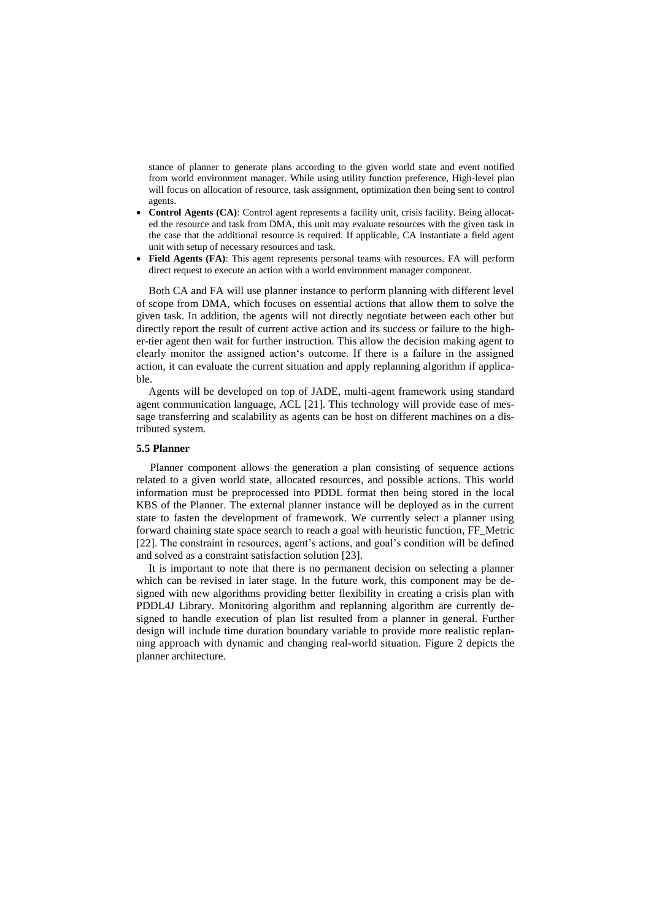stance of planner to generate plans according to the given world state and event notified from world environment manager. While using utility function preference, High-level plan will focus on allocation of resource, task assignment, optimization then being sent to control agents.

- **Control Agents (CA)**: Control agent represents a facility unit, crisis facility. Being allocated the resource and task from DMA, this unit may evaluate resources with the given task in the case that the additional resource is required. If applicable, CA instantiate a field agent unit with setup of necessary resources and task.
- **Field Agents (FA)**: This agent represents personal teams with resources. FA will perform direct request to execute an action with a world environment manager component.

Both CA and FA will use planner instance to perform planning with different level of scope from DMA, which focuses on essential actions that allow them to solve the given task. In addition, the agents will not directly negotiate between each other but directly report the result of current active action and its success or failure to the higher-tier agent then wait for further instruction. This allow the decision making agent to clearly monitor the assigned action's outcome. If there is a failure in the assigned action, it can evaluate the current situation and apply replanning algorithm if applicable.

Agents will be developed on top of JADE, multi-agent framework using standard agent communication language, ACL [21]. This technology will provide ease of message transferring and scalability as agents can be host on different machines on a distributed system.

### 5.5 Planner

Planner component allows the generation a plan consisting of sequence actions related to a given world state, allocated resources, and possible actions. This world information must be preprocessed into PDDL format then being stored in the local KBS of the Planner. The external planner instance will be deployed as in the current state to fasten the development of framework. We currently select a planner using forward chaining state space search to reach a goal with heuristic function, FF_Metric [22]. The constraint in resources, agent's actions, and goal's condition will be defined and solved as a constraint satisfaction solution [23].

It is important to note that there is no permanent decision on selecting a planner which can be revised in later stage. In the future work, this component may be designed with new algorithms providing better flexibility in creating a crisis plan with PDDL4J Library. Monitoring algorithm and replanning algorithm are currently designed to handle execution of plan list resulted from a planner in general. Further design will include time duration boundary variable to provide more realistic replanning approach with dynamic and changing real-world situation. Figure 2 depicts the planner architecture.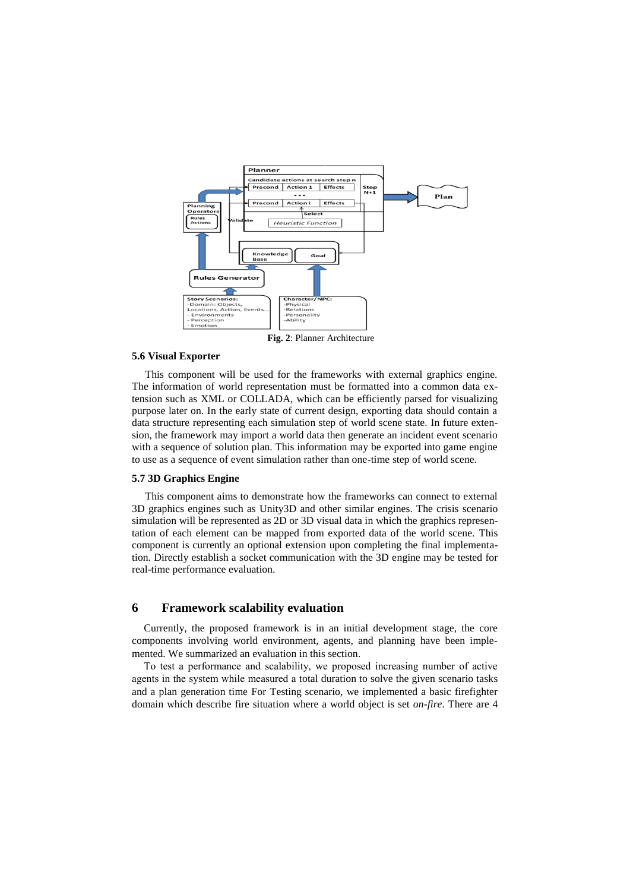Fig. 2: Planner Architecture

### 5.6 Visual Exporter

This component will be used for the frameworks with external graphics engine. The information of world representation must be formatted into a common data extension such as XML or COLLADA, which can be efficiently parsed for visualizing purpose later on. In the early state of current design, exporting data should contain a data structure representing each simulation step of world scene state. In future extension, the framework may import a world data then generate an incident event scenario with a sequence of solution plan. This information may be exported into game engine to use as a sequence of event simulation rather than one-time step of world scene.

### 5.7 3D Graphics Engine

This component aims to demonstrate how the frameworks can connect to external 3D graphics engines such as Unity3D and other similar engines. The crisis scenario simulation will be represented as 2D or 3D visual data in which the graphics representation of each element can be mapped from exported data of the world scene. This component is currently an optional extension upon completing the final implementation. Directly establish a socket communication with the 3D engine may be tested for real-time performance evaluation.

## 6 Framework scalability evaluation

Currently, the proposed framework is in an initial development stage, the core components involving world environment, agents, and planning have been implemented. We summarized an evaluation in this section.

To test a performance and scalability, we proposed increasing number of active agents in the system while measured a total duration to solve the given scenario tasks and a plan generation time For Testing scenario, we implemented a basic firefighter domain which describe fire situation where a world object is set *on-fire*. There are 4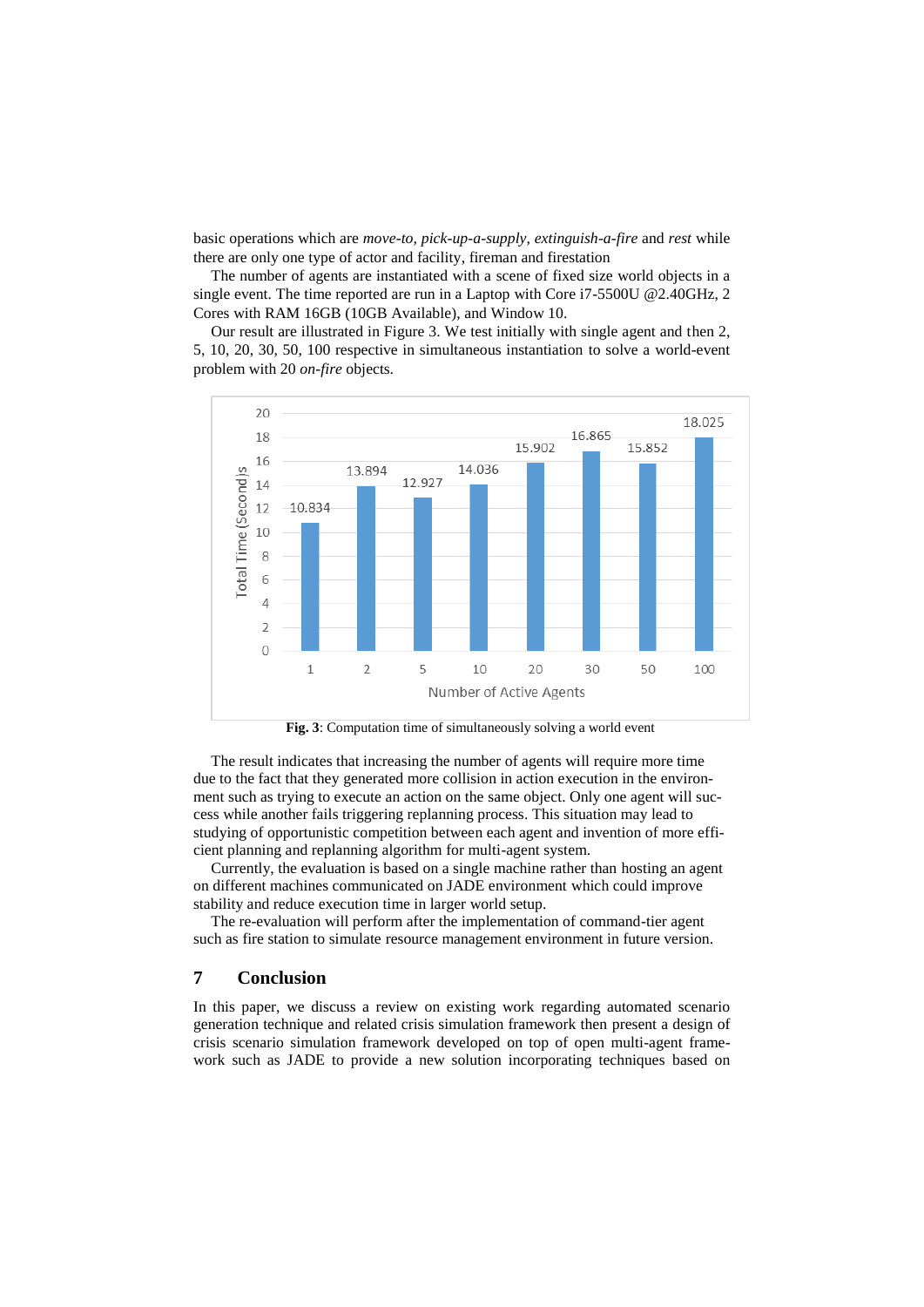basic operations which are *move-to*, *pick-up-a-supply*, *extinguish-a-fire* and *rest* while there are only one type of actor and facility, fireman and firestation

The number of agents are instantiated with a scene of fixed size world objects in a single event. The time reported are run in a Laptop with Core i7-5500U @2.40GHz, 2 Cores with RAM 16GB (10GB Available), and Window 10.

Our result are illustrated in Figure 3. We test initially with single agent and then 2, 5, 10, 20, 30, 50, 100 respective in simultaneous instantiation to solve a world-event problem with 20 *on-fire* objects.

| Number of Active Agents | Total Time (Second)s |
|---|---|
| 1 | 10.834 |
| 2 | 13.894 |
| 5 | 12.927 |
| 10 | 14.036 |
| 20 | 15.902 |
| 30 | 16.865 |
| 50 | 15.852 |
| 100 | 18.025 |

**Fig. 3**: Computation time of simultaneously solving a world event

The result indicates that increasing the number of agents will require more time due to the fact that they generated more collision in action execution in the environment such as trying to execute an action on the same object. Only one agent will success while another fails triggering replanning process. This situation may lead to studying of opportunistic competition between each agent and invention of more efficient planning and replanning algorithm for multi-agent system.

Currently, the evaluation is based on a single machine rather than hosting an agent on different machines communicated on JADE environment which could improve stability and reduce execution time in larger world setup.

The re-evaluation will perform after the implementation of command-tier agent such as fire station to simulate resource management environment in future version.

## 7 Conclusion

In this paper, we discuss a review on existing work regarding automated scenario generation technique and related crisis simulation framework then present a design of crisis scenario simulation framework developed on top of open multi-agent framework such as JADE to provide a new solution incorporating techniques based on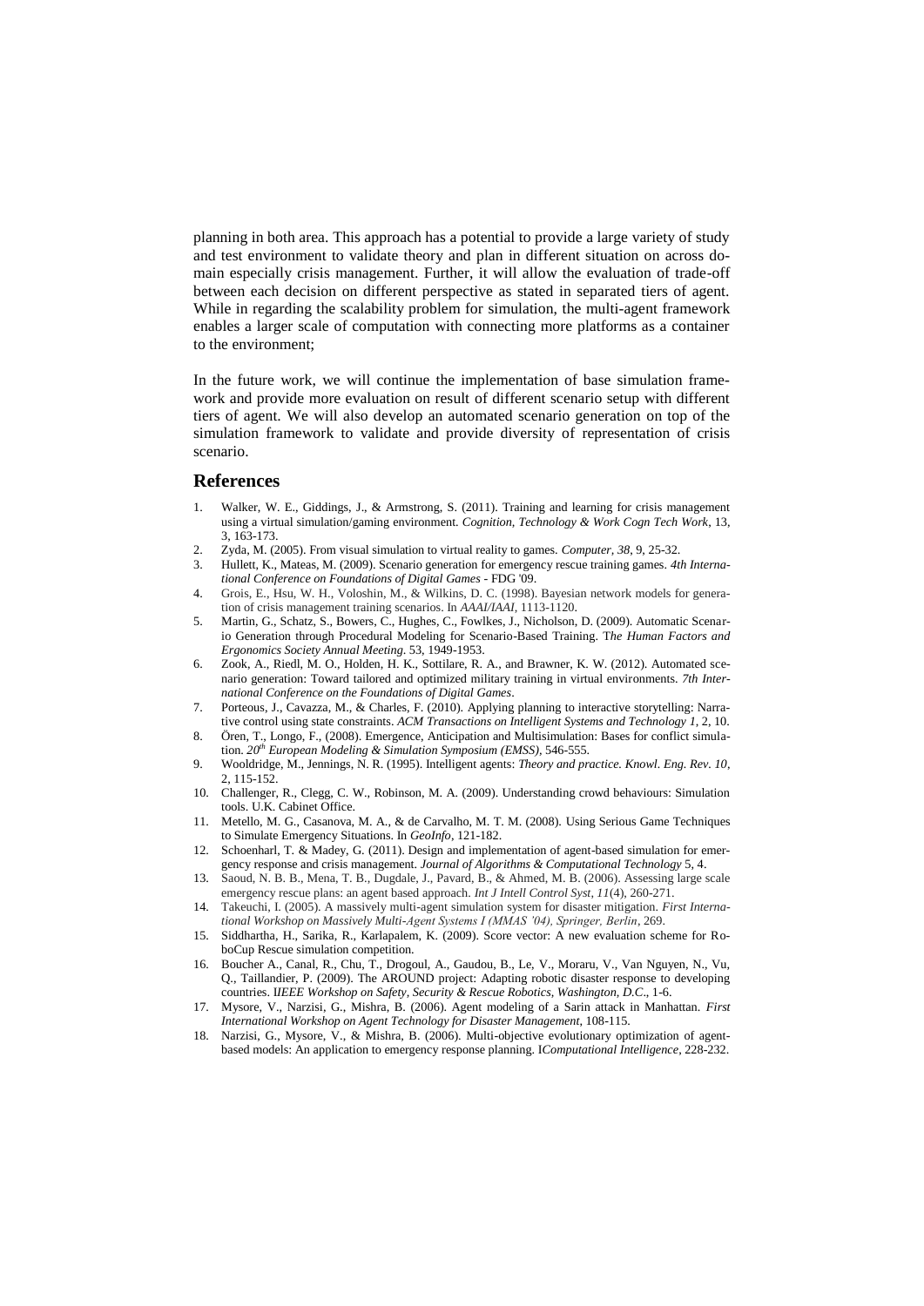planning in both area. This approach has a potential to provide a large variety of study and test environment to validate theory and plan in different situation on across domain especially crisis management. Further, it will allow the evaluation of trade-off between each decision on different perspective as stated in separated tiers of agent. While in regarding the scalability problem for simulation, the multi-agent framework enables a larger scale of computation with connecting more platforms as a container to the environment;

In the future work, we will continue the implementation of base simulation framework and provide more evaluation on result of different scenario setup with different tiers of agent. We will also develop an automated scenario generation on top of the simulation framework to validate and provide diversity of representation of crisis scenario.

## References

1. Walker, W. E., Giddings, J., & Armstrong, S. (2011). Training and learning for crisis management using a virtual simulation/gaming environment. *Cognition, Technology & Work Cogn Tech Work*, 13, 3, 163-173.
2. Zyda, M. (2005). From visual simulation to virtual reality to games. *Computer, 38*, 9, 25-32.
3. Hullett, K., Mateas, M. (2009). Scenario generation for emergency rescue training games. *4th International Conference on Foundations of Digital Games* - FDG '09.
4. Grois, E., Hsu, W. H., Voloshin, M., & Wilkins, D. C. (1998). Bayesian network models for generation of crisis management training scenarios. In *AAAI/IAAI*, 1113-1120.
5. Martin, G., Schatz, S., Bowers, C., Hughes, C., Fowlkes, J., Nicholson, D. (2009). Automatic Scenario Generation through Procedural Modeling for Scenario-Based Training. T*he Human Factors and Ergonomics Society Annual Meeting*. 53, 1949-1953.
6. Zook, A., Riedl, M. O., Holden, H. K., Sottilare, R. A., and Brawner, K. W. (2012). Automated scenario generation: Toward tailored and optimized military training in virtual environments. *7th International Conference on the Foundations of Digital Games*.
7. Porteous, J., Cavazza, M., & Charles, F. (2010). Applying planning to interactive storytelling: Narrative control using state constraints. *ACM Transactions on Intelligent Systems and Technology 1*, 2, 10.
8. Ören, T., Longo, F., (2008). Emergence, Anticipation and Multisimulation: Bases for conflict simulation. *20th European Modeling & Simulation Symposium (EMSS)*, 546-555.
9. Wooldridge, M., Jennings, N. R. (1995). Intelligent agents: *Theory and practice. Knowl. Eng. Rev. 10*, 2, 115-152.
10. Challenger, R., Clegg, C. W., Robinson, M. A. (2009). Understanding crowd behaviours: Simulation tools. U.K. Cabinet Office.
11. Metello, M. G., Casanova, M. A., & de Carvalho, M. T. M. (2008). Using Serious Game Techniques to Simulate Emergency Situations. In *GeoInfo*, 121-182.
12. Schoenharl, T. & Madey, G. (2011). Design and implementation of agent-based simulation for emergency response and crisis management. *Journal of Algorithms & Computational Technology* 5, 4.
13. Saoud, N. B. B., Mena, T. B., Dugdale, J., Pavard, B., & Ahmed, M. B. (2006). Assessing large scale emergency rescue plans: an agent based approach. *Int J Intell Control Syst, 11*(4), 260-271.
14. Takeuchi, I. (2005). A massively multi-agent simulation system for disaster mitigation. *First International Workshop on Massively Multi-Agent Systems I (MMAS '04), Springer, Berlin*, 269.
15. Siddhartha, H., Sarika, R., Karlapalem, K. (2009). Score vector: A new evaluation scheme for RoboCup Rescue simulation competition.
16. Boucher A., Canal, R., Chu, T., Drogoul, A., Gaudou, B., Le, V., Moraru, V., Van Nguyen, N., Vu, Q., Taillandier, P. (2009). The AROUND project: Adapting robotic disaster response to developing countries. I*IEEE Workshop on Safety, Security & Rescue Robotics, Washington, D.C*., 1-6.
17. Mysore, V., Narzisi, G., Mishra, B. (2006). Agent modeling of a Sarin attack in Manhattan. *First International Workshop on Agent Technology for Disaster Management*, 108-115.
18. Narzisi, G., Mysore, V., & Mishra, B. (2006). Multi-objective evolutionary optimization of agent-based models: An application to emergency response planning. I*Computational Intelligence*, 228-232.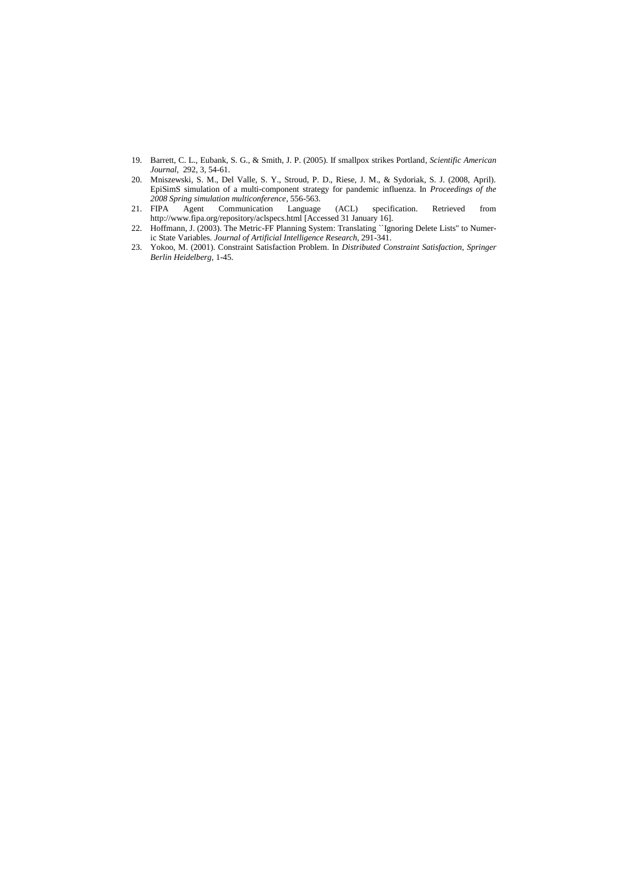19. Barrett, C. L., Eubank, S. G., & Smith, J. P. (2005). If smallpox strikes Portland, *Scientific American Journal*, 292, 3, 54-61.
20. Mniszewski, S. M., Del Valle, S. Y., Stroud, P. D., Riese, J. M., & Sydoriak, S. J. (2008, April). EpiSimS simulation of a multi-component strategy for pandemic influenza. In *Proceedings of the 2008 Spring simulation multiconference*, 556-563.
21. FIPA Agent Communication Language (ACL) specification. Retrieved from http://www.fipa.org/repository/aclspecs.html [Accessed 31 January 16].
22. Hoffmann, J. (2003). The Metric-FF Planning System: Translating ``Ignoring Delete Lists'' to Numeric State Variables. *Journal of Artificial Intelligence Research*, 291-341.
23. Yokoo, M. (2001). Constraint Satisfaction Problem. In *Distributed Constraint Satisfaction, Springer Berlin Heidelberg*, 1-45.